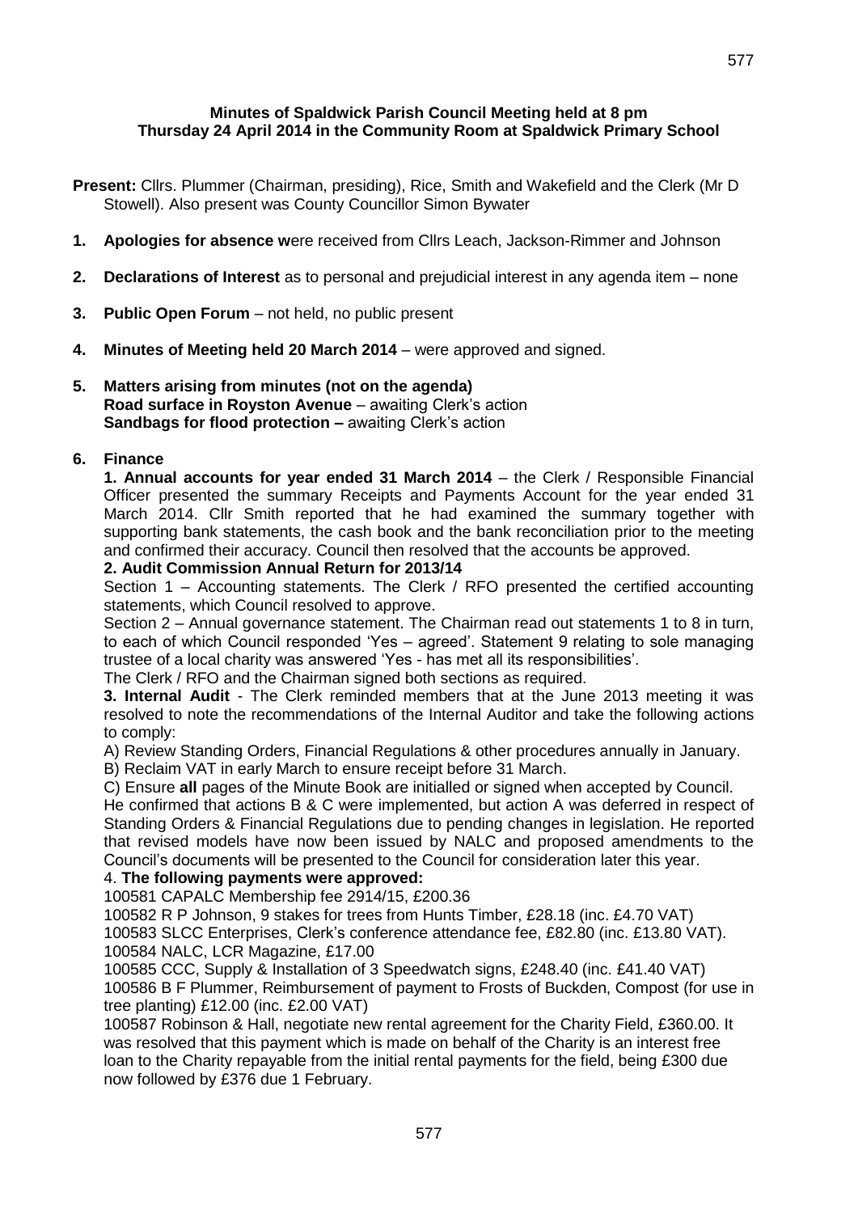**Minutes of Spaldwick Parish Council Meeting held at 8 pm**
**Thursday 24 April 2014 in the Community Room at Spaldwick Primary School**

**Present:** Cllrs. Plummer (Chairman, presiding), Rice, Smith and Wakefield and the Clerk (Mr D Stowell). Also present was County Councillor Simon Bywater

1. **Apologies for absence w**ere received from Cllrs Leach, Jackson-Rimmer and Johnson
2. **Declarations of Interest** as to personal and prejudicial interest in any agenda item – none
3. **Public Open Forum** – not held, no public present
4. **Minutes of Meeting held 20 March 2014** – were approved and signed.
5. **Matters arising from minutes (not on the agenda)**
   **Road surface in Royston Avenue** – awaiting Clerk's action
   **Sandbags for flood protection –** awaiting Clerk's action
6. **Finance**

**1. Annual accounts for year ended 31 March 2014** – the Clerk / Responsible Financial Officer presented the summary Receipts and Payments Account for the year ended 31 March 2014. Cllr Smith reported that he had examined the summary together with supporting bank statements, the cash book and the bank reconciliation prior to the meeting and confirmed their accuracy. Council then resolved that the accounts be approved.

**2. Audit Commission Annual Return for 2013/14**

Section 1 – Accounting statements. The Clerk / RFO presented the certified accounting statements, which Council resolved to approve.

Section 2 – Annual governance statement. The Chairman read out statements 1 to 8 in turn, to each of which Council responded 'Yes – agreed'. Statement 9 relating to sole managing trustee of a local charity was answered 'Yes - has met all its responsibilities'.

The Clerk / RFO and the Chairman signed both sections as required.

**3. Internal Audit** - The Clerk reminded members that at the June 2013 meeting it was resolved to note the recommendations of the Internal Auditor and take the following actions to comply:

A) Review Standing Orders, Financial Regulations & other procedures annually in January.

B) Reclaim VAT in early March to ensure receipt before 31 March.

C) Ensure **all** pages of the Minute Book are initialled or signed when accepted by Council.

He confirmed that actions B & C were implemented, but action A was deferred in respect of Standing Orders & Financial Regulations due to pending changes in legislation. He reported that revised models have now been issued by NALC and proposed amendments to the Council's documents will be presented to the Council for consideration later this year.

4. **The following payments were approved:**

100581 CAPALC Membership fee 2914/15, £200.36

100582 R P Johnson, 9 stakes for trees from Hunts Timber, £28.18 (inc. £4.70 VAT)

100583 SLCC Enterprises, Clerk's conference attendance fee, £82.80 (inc. £13.80 VAT).

100584 NALC, LCR Magazine, £17.00

100585 CCC, Supply & Installation of 3 Speedwatch signs, £248.40 (inc. £41.40 VAT)

100586 B F Plummer, Reimbursement of payment to Frosts of Buckden, Compost (for use in tree planting) £12.00 (inc. £2.00 VAT)

100587 Robinson & Hall, negotiate new rental agreement for the Charity Field, £360.00. It was resolved that this payment which is made on behalf of the Charity is an interest free loan to the Charity repayable from the initial rental payments for the field, being £300 due now followed by £376 due 1 February.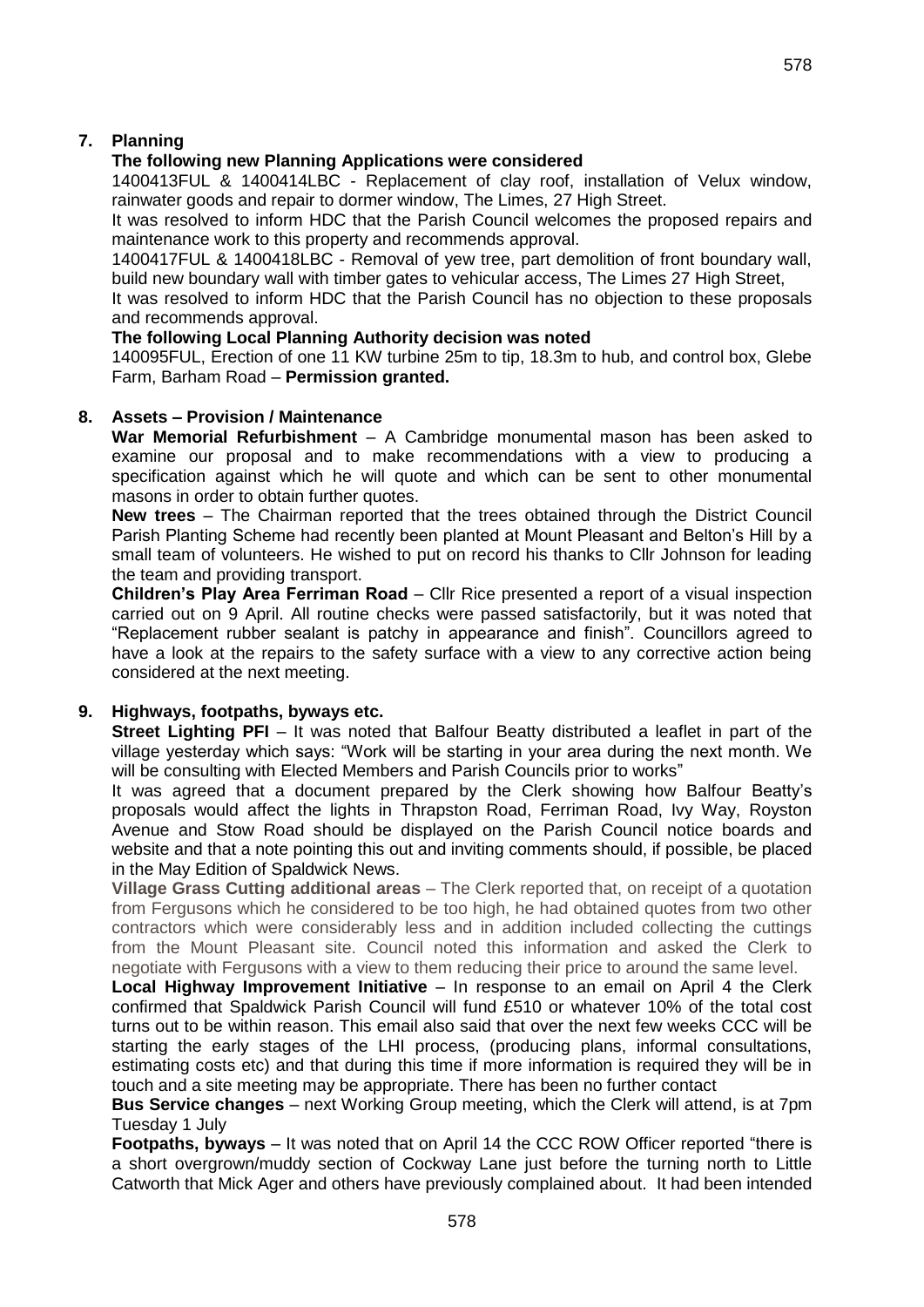## 7. Planning

**The following new Planning Applications were considered**

1400413FUL & 1400414LBC - Replacement of clay roof, installation of Velux window, rainwater goods and repair to dormer window, The Limes, 27 High Street.

It was resolved to inform HDC that the Parish Council welcomes the proposed repairs and maintenance work to this property and recommends approval.

1400417FUL & 1400418LBC - Removal of yew tree, part demolition of front boundary wall, build new boundary wall with timber gates to vehicular access, The Limes 27 High Street,

It was resolved to inform HDC that the Parish Council has no objection to these proposals and recommends approval.

**The following Local Planning Authority decision was noted**

140095FUL, Erection of one 11 KW turbine 25m to tip, 18.3m to hub, and control box, Glebe Farm, Barham Road – **Permission granted.**

## 8. Assets – Provision / Maintenance

**War Memorial Refurbishment** – A Cambridge monumental mason has been asked to examine our proposal and to make recommendations with a view to producing a specification against which he will quote and which can be sent to other monumental masons in order to obtain further quotes.

**New trees** – The Chairman reported that the trees obtained through the District Council Parish Planting Scheme had recently been planted at Mount Pleasant and Belton's Hill by a small team of volunteers. He wished to put on record his thanks to Cllr Johnson for leading the team and providing transport.

**Children's Play Area Ferriman Road** – Cllr Rice presented a report of a visual inspection carried out on 9 April. All routine checks were passed satisfactorily, but it was noted that "Replacement rubber sealant is patchy in appearance and finish". Councillors agreed to have a look at the repairs to the safety surface with a view to any corrective action being considered at the next meeting.

## 9. Highways, footpaths, byways etc.

**Street Lighting PFI** – It was noted that Balfour Beatty distributed a leaflet in part of the village yesterday which says: "Work will be starting in your area during the next month. We will be consulting with Elected Members and Parish Councils prior to works"

It was agreed that a document prepared by the Clerk showing how Balfour Beatty's proposals would affect the lights in Thrapston Road, Ferriman Road, Ivy Way, Royston Avenue and Stow Road should be displayed on the Parish Council notice boards and website and that a note pointing this out and inviting comments should, if possible, be placed in the May Edition of Spaldwick News.

**Village Grass Cutting additional areas** – The Clerk reported that, on receipt of a quotation from Fergusons which he considered to be too high, he had obtained quotes from two other contractors which were considerably less and in addition included collecting the cuttings from the Mount Pleasant site. Council noted this information and asked the Clerk to negotiate with Fergusons with a view to them reducing their price to around the same level.

**Local Highway Improvement Initiative** – In response to an email on April 4 the Clerk confirmed that Spaldwick Parish Council will fund £510 or whatever 10% of the total cost turns out to be within reason. This email also said that over the next few weeks CCC will be starting the early stages of the LHI process, (producing plans, informal consultations, estimating costs etc) and that during this time if more information is required they will be in touch and a site meeting may be appropriate. There has been no further contact

**Bus Service changes** – next Working Group meeting, which the Clerk will attend, is at 7pm Tuesday 1 July

**Footpaths, byways** – It was noted that on April 14 the CCC ROW Officer reported "there is a short overgrown/muddy section of Cockway Lane just before the turning north to Little Catworth that Mick Ager and others have previously complained about. It had been intended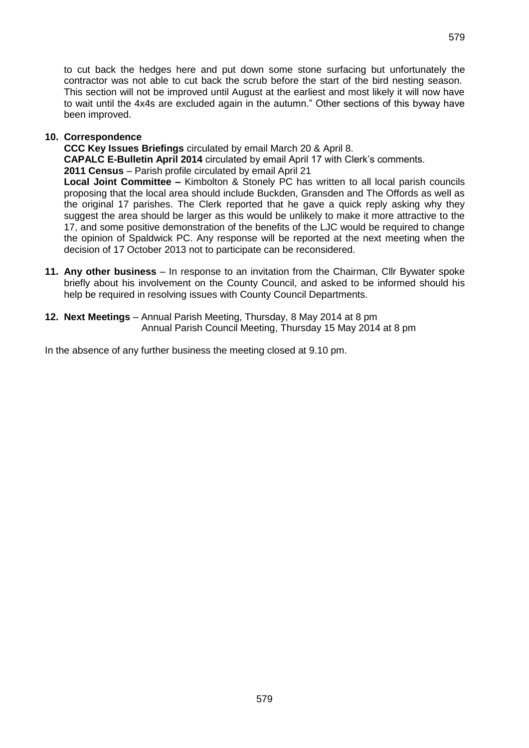to cut back the hedges here and put down some stone surfacing but unfortunately the contractor was not able to cut back the scrub before the start of the bird nesting season. This section will not be improved until August at the earliest and most likely it will now have to wait until the 4x4s are excluded again in the autumn." Other sections of this byway have been improved.

**10. Correspondence**

**CCC Key Issues Briefings** circulated by email March 20 & April 8.

**CAPALC E-Bulletin April 2014** circulated by email April 17 with Clerk's comments.

**2011 Census** – Parish profile circulated by email April 21

**Local Joint Committee –** Kimbolton & Stonely PC has written to all local parish councils proposing that the local area should include Buckden, Gransden and The Offords as well as the original 17 parishes. The Clerk reported that he gave a quick reply asking why they suggest the area should be larger as this would be unlikely to make it more attractive to the 17, and some positive demonstration of the benefits of the LJC would be required to change the opinion of Spaldwick PC. Any response will be reported at the next meeting when the decision of 17 October 2013 not to participate can be reconsidered.

**11. Any other business** – In response to an invitation from the Chairman, Cllr Bywater spoke briefly about his involvement on the County Council, and asked to be informed should his help be required in resolving issues with County Council Departments.

**12. Next Meetings** – Annual Parish Meeting, Thursday, 8 May 2014 at 8 pm
Annual Parish Council Meeting, Thursday 15 May 2014 at 8 pm

In the absence of any further business the meeting closed at 9.10 pm.